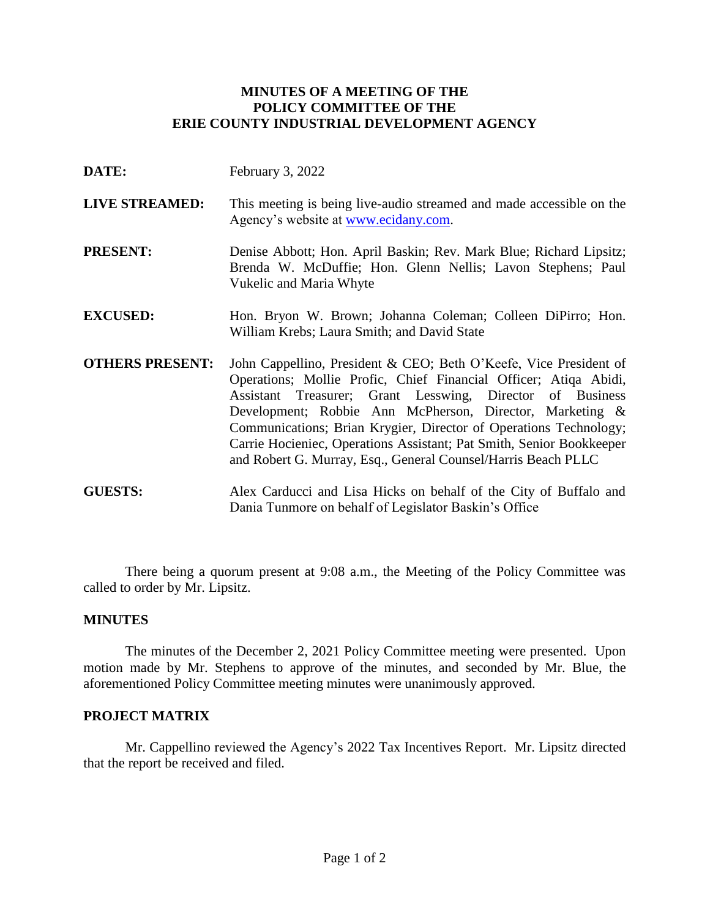# MINUTES OF A MEETING OF THE POLICY COMMITTEE OF THE ERIE COUNTY INDUSTRIAL DEVELOPMENT AGENCY

**DATE:** February 3, 2022

**LIVE STREAMED:** This meeting is being live-audio streamed and made accessible on the Agency's website at www.ecidany.com.

**PRESENT:** Denise Abbott; Hon. April Baskin; Rev. Mark Blue; Richard Lipsitz; Brenda W. McDuffie; Hon. Glenn Nellis; Lavon Stephens; Paul Vukelic and Maria Whyte

**EXCUSED:** Hon. Bryon W. Brown; Johanna Coleman; Colleen DiPirro; Hon. William Krebs; Laura Smith; and David State

**OTHERS PRESENT:** John Cappellino, President & CEO; Beth O'Keefe, Vice President of Operations; Mollie Profic, Chief Financial Officer; Atiqa Abidi, Assistant Treasurer; Grant Lesswing, Director of Business Development; Robbie Ann McPherson, Director, Marketing & Communications; Brian Krygier, Director of Operations Technology; Carrie Hocieniec, Operations Assistant; Pat Smith, Senior Bookkeeper and Robert G. Murray, Esq., General Counsel/Harris Beach PLLC

**GUESTS:** Alex Carducci and Lisa Hicks on behalf of the City of Buffalo and Dania Tunmore on behalf of Legislator Baskin's Office

There being a quorum present at 9:08 a.m., the Meeting of the Policy Committee was called to order by Mr. Lipsitz.

## MINUTES

The minutes of the December 2, 2021 Policy Committee meeting were presented. Upon motion made by Mr. Stephens to approve of the minutes, and seconded by Mr. Blue, the aforementioned Policy Committee meeting minutes were unanimously approved.

## PROJECT MATRIX

Mr. Cappellino reviewed the Agency's 2022 Tax Incentives Report. Mr. Lipsitz directed that the report be received and filed.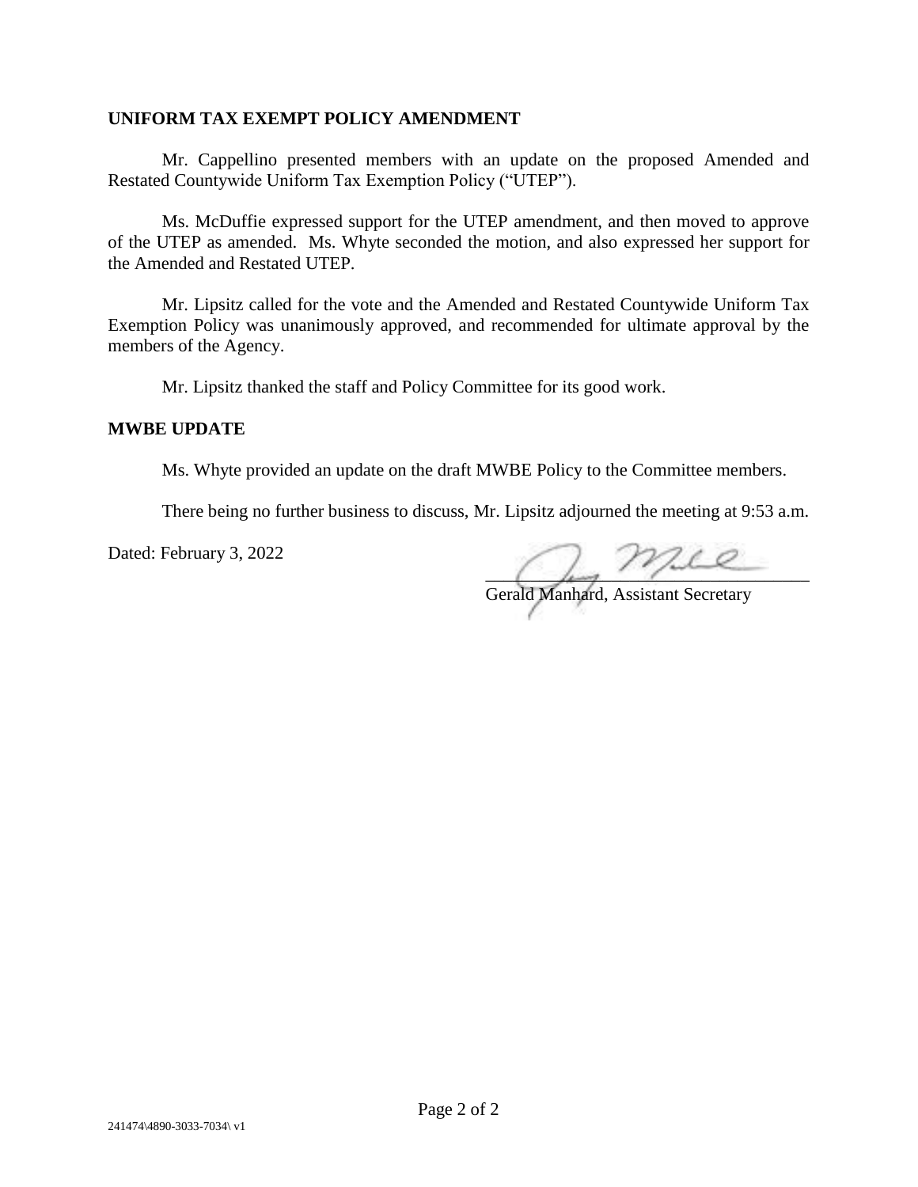**UNIFORM TAX EXEMPT POLICY AMENDMENT**

Mr. Cappellino presented members with an update on the proposed Amended and Restated Countywide Uniform Tax Exemption Policy ("UTEP").

Ms. McDuffie expressed support for the UTEP amendment, and then moved to approve of the UTEP as amended. Ms. Whyte seconded the motion, and also expressed her support for the Amended and Restated UTEP.

Mr. Lipsitz called for the vote and the Amended and Restated Countywide Uniform Tax Exemption Policy was unanimously approved, and recommended for ultimate approval by the members of the Agency.

Mr. Lipsitz thanked the staff and Policy Committee for its good work.

**MWBE UPDATE**

Ms. Whyte provided an update on the draft MWBE Policy to the Committee members.

There being no further business to discuss, Mr. Lipsitz adjourned the meeting at 9:53 a.m.

Dated: February 3, 2022

\_\_\_\_\_\_\_\_\_\_\_\_\_\_\_\_\_\_\_\_\_\_\_\_\_\_\_\_\_\_\_\_\_\_\_\_\_\_
Gerald Manhard, Assistant Secretary

241474\4890-3033-7034\ v1